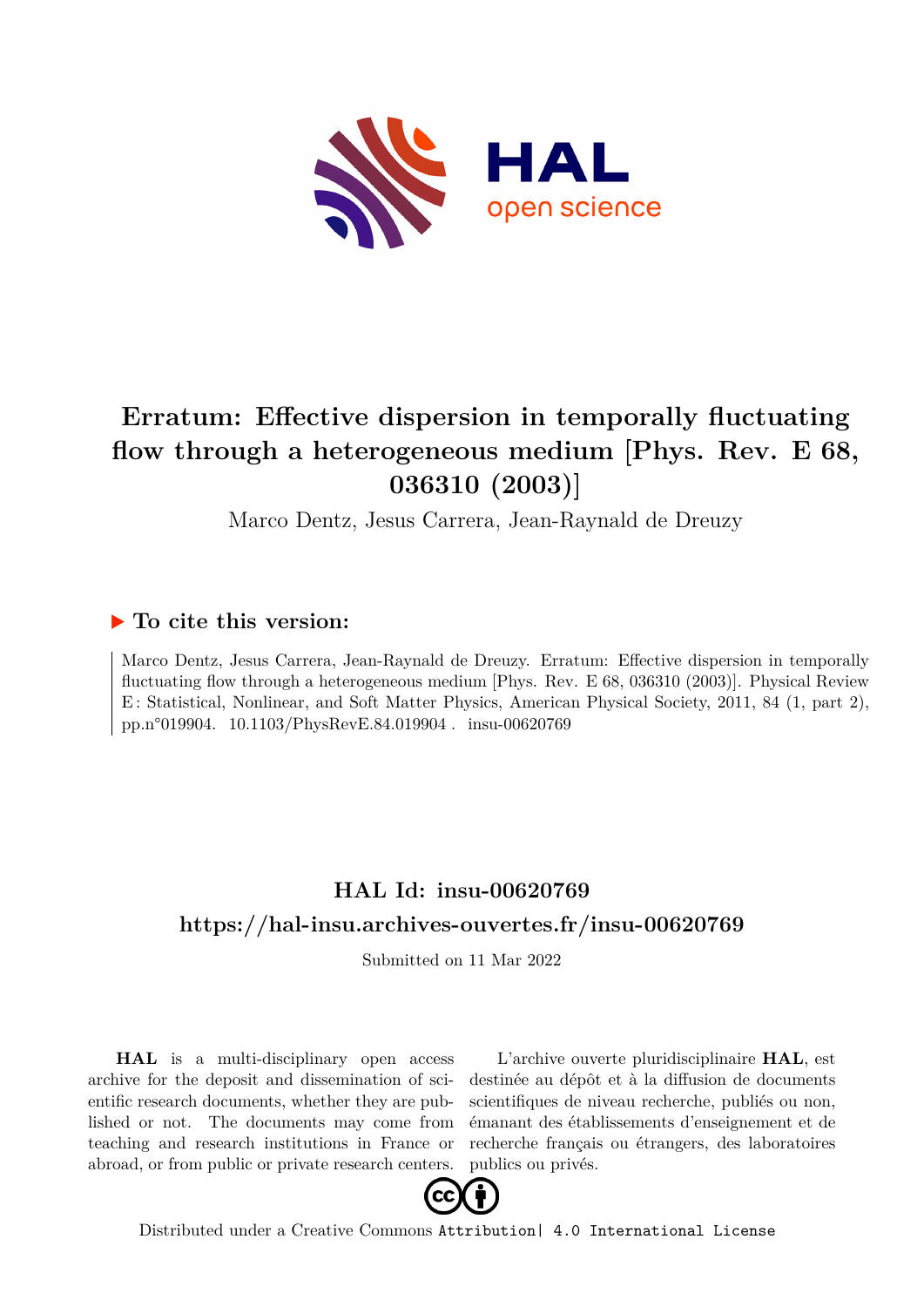# Erratum: Effective dispersion in temporally fluctuating flow through a heterogeneous medium [Phys. Rev. E 68, 036310 (2003)]

Marco Dentz, Jesus Carrera, Jean-Raynald de Dreuzy

## ▶ To cite this version:

Marco Dentz, Jesus Carrera, Jean-Raynald de Dreuzy. Erratum: Effective dispersion in temporally fluctuating flow through a heterogeneous medium [Phys. Rev. E 68, 036310 (2003)]. Physical Review E : Statistical, Nonlinear, and Soft Matter Physics, American Physical Society, 2011, 84 (1, part 2), pp.n°019904. 10.1103/PhysRevE.84.019904 . insu-00620769

## HAL Id: insu-00620769

## https://hal-insu.archives-ouvertes.fr/insu-00620769

Submitted on 11 Mar 2022

**HAL** is a multi-disciplinary open access archive for the deposit and dissemination of scientific research documents, whether they are published or not. The documents may come from teaching and research institutions in France or abroad, or from public or private research centers.

L'archive ouverte pluridisciplinaire **HAL**, est destinée au dépôt et à la diffusion de documents scientifiques de niveau recherche, publiés ou non, émanant des établissements d'enseignement et de recherche français ou étrangers, des laboratoires publics ou privés.

Distributed under a Creative Commons Attribution| 4.0 International License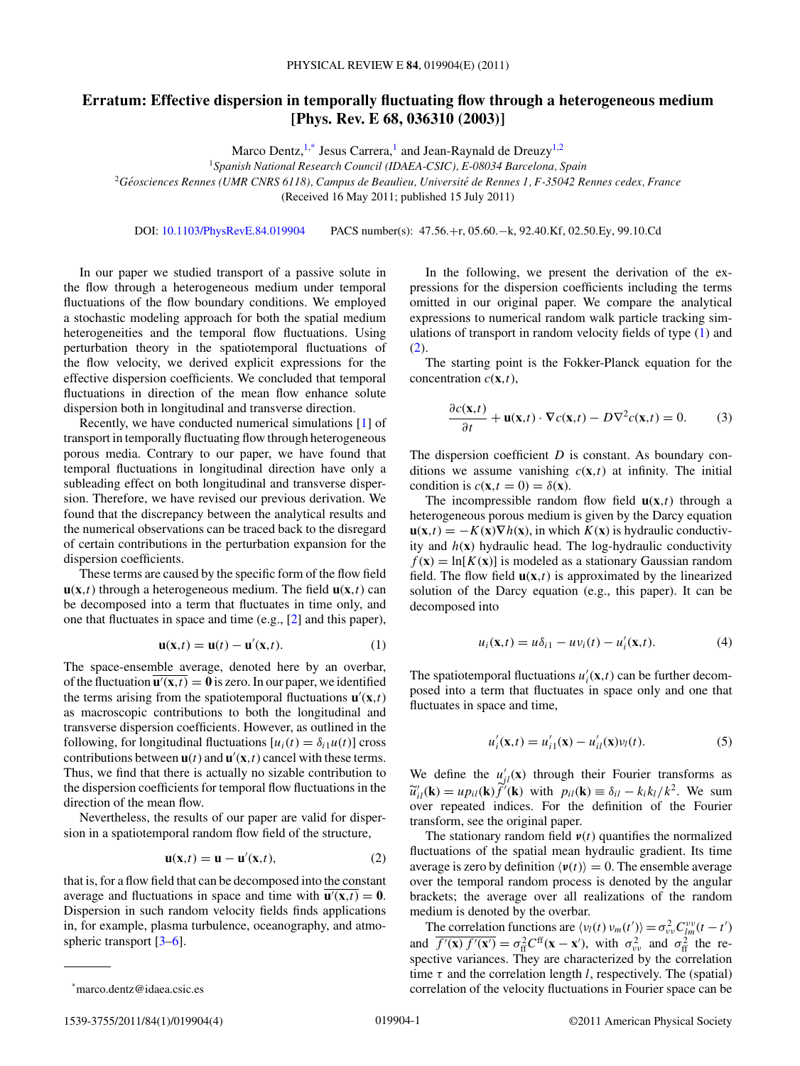# Erratum: Effective dispersion in temporally fluctuating flow through a heterogeneous medium [Phys. Rev. E 68, 036310 (2003)]

Marco Dentz,[1,*] Jesus Carrera,[1] and Jean-Raynald de Dreuzy[1,2]

[1]Spanish National Research Council (IDAEA-CSIC), E-08034 Barcelona, Spain

[2]Géosciences Rennes (UMR CNRS 6118), Campus de Beaulieu, Université de Rennes 1, F-35042 Rennes cedex, France

(Received 16 May 2011; published 15 July 2011)

DOI: 10.1103/PhysRevE.84.019904 PACS number(s): 47.56.+r, 05.60.−k, 92.40.Kf, 02.50.Ey, 99.10.Cd

In our paper we studied transport of a passive solute in the flow through a heterogeneous medium under temporal fluctuations of the flow boundary conditions. We employed a stochastic modeling approach for both the spatial medium heterogeneities and the temporal flow fluctuations. Using perturbation theory in the spatiotemporal fluctuations of the flow velocity, we derived explicit expressions for the effective dispersion coefficients. We concluded that temporal fluctuations in direction of the mean flow enhance solute dispersion both in longitudinal and transverse direction.

Recently, we have conducted numerical simulations [1] of transport in temporally fluctuating flow through heterogeneous porous media. Contrary to our paper, we have found that temporal fluctuations in longitudinal direction have only a subleading effect on both longitudinal and transverse dispersion. Therefore, we have revised our previous derivation. We found that the discrepancy between the analytical results and the numerical observations can be traced back to the disregard of certain contributions in the perturbation expansion for the dispersion coefficients.

These terms are caused by the specific form of the flow field $\mathbf{u}(\mathbf{x},t)$ through a heterogeneous medium. The field $\mathbf{u}(\mathbf{x},t)$ can be decomposed into a term that fluctuates in time only, and one that fluctuates in space and time (e.g., [2] and this paper),

$$\mathbf{u}(\mathbf{x},t) = \mathbf{u}(t) - \mathbf{u}'(\mathbf{x},t). \tag{1}$$

The space-ensemble average, denoted here by an overbar, of the fluctuation $\overline{\mathbf{u}'(\mathbf{x},t)} = \mathbf{0}$ is zero. In our paper, we identified the terms arising from the spatiotemporal fluctuations $\mathbf{u}'(\mathbf{x},t)$ as macroscopic contributions to both the longitudinal and transverse dispersion coefficients. However, as outlined in the following, for longitudinal fluctuations $[u_i(t) = \delta_{i1}u(t)]$ cross contributions between $\mathbf{u}(t)$ and $\mathbf{u}'(\mathbf{x},t)$ cancel with these terms. Thus, we find that there is actually no sizable contribution to the dispersion coefficients for temporal flow fluctuations in the direction of the mean flow.

Nevertheless, the results of our paper are valid for dispersion in a spatiotemporal random flow field of the structure,

$$\mathbf{u}(\mathbf{x},t) = \mathbf{u} - \mathbf{u}'(\mathbf{x},t), \tag{2}$$

that is, for a flow field that can be decomposed into the constant average and fluctuations in space and time with $\overline{\mathbf{u}'(\mathbf{x},t)} = \mathbf{0}$. Dispersion in such random velocity fields finds applications in, for example, plasma turbulence, oceanography, and atmospheric transport [3–6].

In the following, we present the derivation of the expressions for the dispersion coefficients including the terms omitted in our original paper. We compare the analytical expressions to numerical random walk particle tracking simulations of transport in random velocity fields of type (1) and (2).

The starting point is the Fokker-Planck equation for the concentration $c(\mathbf{x},t)$,

$$\frac{\partial c(\mathbf{x},t)}{\partial t} + \mathbf{u}(\mathbf{x},t)\cdot\nabla c(\mathbf{x},t) - D\nabla^2 c(\mathbf{x},t) = 0. \tag{3}$$

The dispersion coefficient $D$ is constant. As boundary conditions we assume vanishing $c(\mathbf{x},t)$ at infinity. The initial condition is $c(\mathbf{x},t=0) = \delta(\mathbf{x})$.

The incompressible random flow field $\mathbf{u}(\mathbf{x},t)$ through a heterogeneous porous medium is given by the Darcy equation $\mathbf{u}(\mathbf{x},t) = -K(\mathbf{x})\nabla h(\mathbf{x})$, in which $K(\mathbf{x})$ is hydraulic conductivity and $h(\mathbf{x})$ hydraulic head. The log-hydraulic conductivity $f(\mathbf{x}) = \ln[K(\mathbf{x})]$ is modeled as a stationary Gaussian random field. The flow field $\mathbf{u}(\mathbf{x},t)$ is approximated by the linearized solution of the Darcy equation (e.g., this paper). It can be decomposed into

$$u_i(\mathbf{x},t) = u\delta_{i1} - u\nu_i(t) - u_i'(\mathbf{x},t). \tag{4}$$

The spatiotemporal fluctuations $u_i'(\mathbf{x},t)$ can be further decomposed into a term that fluctuates in space only and one that fluctuates in space and time,

$$u_i'(\mathbf{x},t) = u_{i1}'(\mathbf{x}) - u_{il}'(\mathbf{x})\nu_l(t). \tag{5}$$

We define the $u_{jl}'(\mathbf{x})$ through their Fourier transforms as $\widetilde{u}_{il}'(\mathbf{k}) = u p_{il}(\mathbf{k})\tilde{f}'(\mathbf{k})$ with $p_{il}(\mathbf{k}) \equiv \delta_{il} - k_i k_l/k^2$. We sum over repeated indices. For the definition of the Fourier transform, see the original paper.

The stationary random field $\boldsymbol{\nu}(t)$ quantifies the normalized fluctuations of the spatial mean hydraulic gradient. Its time average is zero by definition $\langle \boldsymbol{\nu}(t)\rangle = 0$. The ensemble average over the temporal random process is denoted by the angular brackets; the average over all realizations of the random medium is denoted by the overbar.

The correlation functions are $\langle \nu_l(t)\,\nu_m(t')\rangle = \sigma_{\nu\nu}^2 C_{lm}^{\nu\nu}(t-t')$ and $\overline{f'(\mathbf{x})\,f'(\mathbf{x}')} = \sigma_{\mathrm{ff}}^2 C^{\mathrm{ff}}(\mathbf{x}-\mathbf{x}')$, with $\sigma_{\nu\nu}^2$ and $\sigma_{\mathrm{ff}}^2$ the respective variances. They are characterized by the correlation time $\tau$ and the correlation length $l$, respectively. The (spatial) correlation of the velocity fluctuations in Fourier space can be

*marco.dentz@idaea.csic.es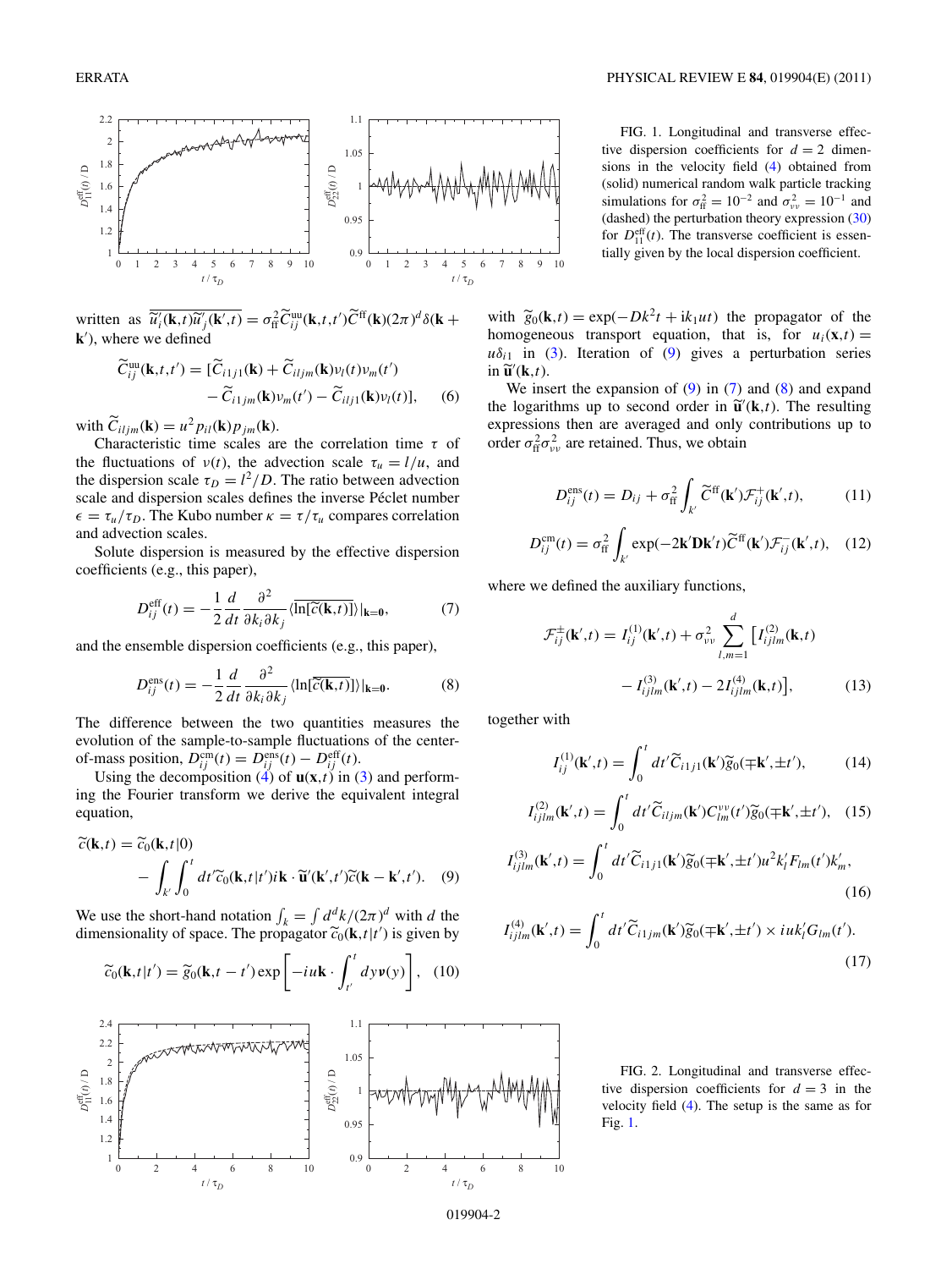FIG. 1. Longitudinal and transverse effective dispersion coefficients for $d = 2$ dimensions in the velocity field (4) obtained from (solid) numerical random walk particle tracking simulations for $\sigma_{\rm ff}^2 = 10^{-2}$ and $\sigma_{vv}^2 = 10^{-1}$ and (dashed) the perturbation theory expression (30) for $D_{11}^{\rm eff}(t)$. The transverse coefficient is essentially given by the local dispersion coefficient.

written as $\overline{\tilde{u}_i'(\mathbf{k},t)\tilde{u}_j'(\mathbf{k}',t)} = \sigma_{\rm ff}^2 \widetilde{C}_{ij}^{\rm uu}(\mathbf{k},t,t')\widetilde{C}^{\rm ff}(\mathbf{k})(2\pi)^d\delta(\mathbf{k}+\mathbf{k}')$, where we defined

$$\widetilde{C}_{ij}^{\rm uu}(\mathbf{k},t,t') = [\widetilde{C}_{i1j1}(\mathbf{k}) + \widetilde{C}_{iljm}(\mathbf{k})v_l(t)v_m(t') - \widetilde{C}_{i1jm}(\mathbf{k})v_m(t') - \widetilde{C}_{ilj1}(\mathbf{k})v_l(t)], \quad (6)$$

with $\widetilde{C}_{iljm}(\mathbf{k}) = u^2 p_{il}(\mathbf{k}) p_{jm}(\mathbf{k})$.

Characteristic time scales are the correlation time $\tau$ of the fluctuations of $v(t)$, the advection scale $\tau_u = l/u$, and the dispersion scale $\tau_D = l^2/D$. The ratio between advection scale and dispersion scales defines the inverse Péclet number $\epsilon = \tau_u/\tau_D$. The Kubo number $\kappa = \tau/\tau_u$ compares correlation and advection scales.

Solute dispersion is measured by the effective dispersion coefficients (e.g., this paper),

$$D_{ij}^{\rm eff}(t) = -\frac{1}{2}\frac{d}{dt}\frac{\partial^2}{\partial k_i \partial k_j}\overline{\langle \ln[\widetilde{c}(\mathbf{k},t)]\rangle}|_{\mathbf{k}=\mathbf{0}}, \quad (7)$$

and the ensemble dispersion coefficients (e.g., this paper),

$$D_{ij}^{\rm ens}(t) = -\frac{1}{2}\frac{d}{dt}\frac{\partial^2}{\partial k_i \partial k_j}\langle \ln[\overline{\widetilde{c}(\mathbf{k},t)}]\rangle|_{\mathbf{k}=\mathbf{0}}. \quad (8)$$

The difference between the two quantities measures the evolution of the sample-to-sample fluctuations of the center-of-mass position, $D_{ij}^{\rm cm}(t) = D_{ij}^{\rm ens}(t) - D_{ij}^{\rm eff}(t)$.

Using the decomposition (4) of $\mathbf{u}(\mathbf{x},t)$ in (3) and performing the Fourier transform we derive the equivalent integral equation,

$$\widetilde{c}(\mathbf{k},t) = \widetilde{c}_0(\mathbf{k},t|0) - \int_{k'}\int_0^t dt' \widetilde{c}_0(\mathbf{k},t|t') i\mathbf{k}\cdot\widetilde{\mathbf{u}}'(\mathbf{k}',t')\widetilde{c}(\mathbf{k}-\mathbf{k}',t'). \quad (9)$$

We use the short-hand notation $\int_k = \int d^dk/(2\pi)^d$ with $d$ the dimensionality of space. The propagator $\widetilde{c}_0(\mathbf{k},t|t')$ is given by

$$\widetilde{c}_0(\mathbf{k},t|t') = \widetilde{g}_0(\mathbf{k},t-t')\exp\left[-iu\mathbf{k}\cdot\int_{t'}^t dy\,\mathbf{v}(y)\right], \quad (10)$$

with $\widetilde{g}_0(\mathbf{k},t) = \exp(-Dk^2t + ik_1ut)$ the propagator of the homogeneous transport equation, that is, for $u_i(\mathbf{x},t) = u\delta_{i1}$ in (3). Iteration of (9) gives a perturbation series in $\widetilde{\mathbf{u}}'(\mathbf{k},t)$.

We insert the expansion of (9) in (7) and (8) and expand the logarithms up to second order in $\widetilde{\mathbf{u}}'(\mathbf{k},t)$. The resulting expressions then are averaged and only contributions up to order $\sigma_{\rm ff}^2\sigma_{vv}^2$ are retained. Thus, we obtain

$$D_{ij}^{\rm ens}(t) = D_{ij} + \sigma_{\rm ff}^2\int_{k'}\widetilde{C}^{\rm ff}(\mathbf{k}')\mathcal{F}_{ij}^+(\mathbf{k}',t), \quad (11)$$

$$D_{ij}^{\rm cm}(t) = \sigma_{\rm ff}^2\int_{k'}\exp(-2\mathbf{k}'\mathbf{D}\mathbf{k}'t)\widetilde{C}^{\rm ff}(\mathbf{k}')\mathcal{F}_{ij}^-(\mathbf{k}',t), \quad (12)$$

where we defined the auxiliary functions,

$$\mathcal{F}_{ij}^{\pm}(\mathbf{k}',t) = I_{ij}^{(1)}(\mathbf{k}',t) + \sigma_{vv}^2\sum_{l,m=1}^d\left[I_{ijlm}^{(2)}(\mathbf{k},t) - I_{ijlm}^{(3)}(\mathbf{k}',t) - 2I_{ijlm}^{(4)}(\mathbf{k},t)\right], \quad (13)$$

together with

$$I_{ij}^{(1)}(\mathbf{k}',t) = \int_0^t dt'\widetilde{C}_{i1j1}(\mathbf{k}')\widetilde{g}_0(\mp\mathbf{k}',\pm t'), \quad (14)$$

$$I_{ijlm}^{(2)}(\mathbf{k}',t) = \int_0^t dt'\widetilde{C}_{iljm}(\mathbf{k}')C_{lm}^{vv}(t')\widetilde{g}_0(\mp\mathbf{k}',\pm t'), \quad (15)$$

$$I_{ijlm}^{(3)}(\mathbf{k}',t) = \int_0^t dt'\widetilde{C}_{i1j1}(\mathbf{k}')\widetilde{g}_0(\mp\mathbf{k}',\pm t')u^2k_l'F_{lm}(t')k_m', \quad (16)$$

$$I_{ijlm}^{(4)}(\mathbf{k}',t) = \int_0^t dt'\widetilde{C}_{i1jm}(\mathbf{k}')\widetilde{g}_0(\mp\mathbf{k}',\pm t') \times iuk_l'G_{lm}(t'). \quad (17)$$

FIG. 2. Longitudinal and transverse effective dispersion coefficients for $d = 3$ in the velocity field (4). The setup is the same as for Fig. 1.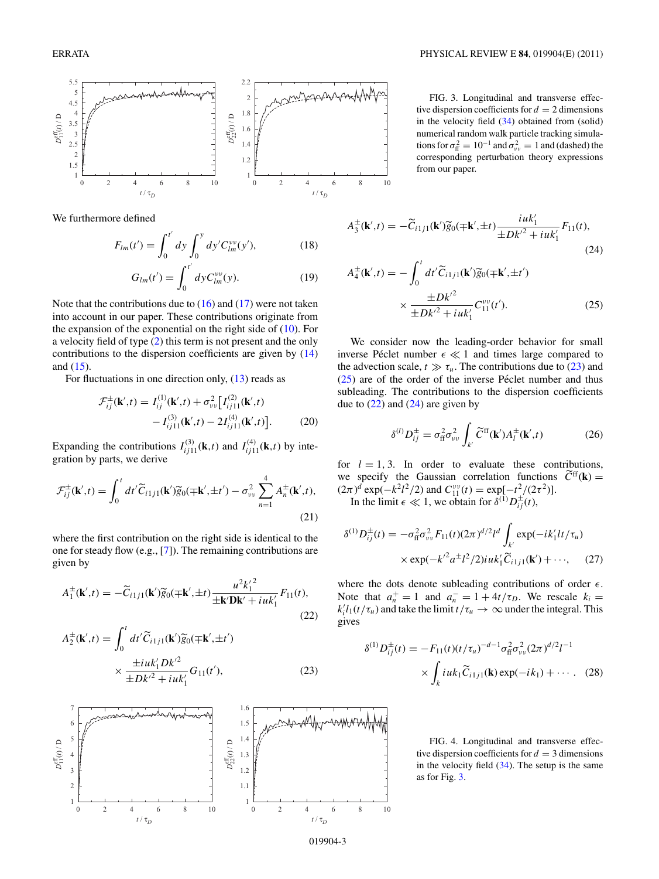FIG. 3. Longitudinal and transverse effective dispersion coefficients for $d = 2$ dimensions in the velocity field (34) obtained from (solid) numerical random walk particle tracking simulations for $\sigma_{\rm ff}^2 = 10^{-1}$ and $\sigma_{vv}^2 = 1$ and (dashed) the corresponding perturbation theory expressions from our paper.

We furthermore defined

$$F_{lm}(t') = \int_0^{t'} dy \int_0^y dy' C_{lm}^{vv}(y'), \tag{18}$$

$$G_{lm}(t') = \int_0^{t'} dy C_{lm}^{vv}(y). \tag{19}$$

Note that the contributions due to (16) and (17) were not taken into account in our paper. These contributions originate from the expansion of the exponential on the right side of (10). For a velocity field of type (2) this term is not present and the only contributions to the dispersion coefficients are given by (14) and (15).

For fluctuations in one direction only, (13) reads as

$$\mathcal{F}_{ij}^{\pm}(\mathbf{k}',t) = I_{ij}^{(1)}(\mathbf{k}',t) + \sigma_{vv}^2\big[I_{ij11}^{(2)}(\mathbf{k}',t) - I_{ij11}^{(3)}(\mathbf{k}',t) - 2I_{ij11}^{(4)}(\mathbf{k}',t)\big]. \tag{20}$$

Expanding the contributions $I_{ij11}^{(3)}(\mathbf{k},t)$ and $I_{ij11}^{(4)}(\mathbf{k},t)$ by integration by parts, we derive

$$\mathcal{F}_{ij}^{\pm}(\mathbf{k}',t) = \int_0^t dt' \widetilde{C}_{i1j1}(\mathbf{k}')\widetilde{g}_0(\mp\mathbf{k}',\pm t') - \sigma_{vv}^2 \sum_{n=1}^{4} A_n^{\pm}(\mathbf{k}',t), \tag{21}$$

where the first contribution on the right side is identical to the one for steady flow (e.g., [7]). The remaining contributions are given by

$$A_1^{\pm}(\mathbf{k}',t) = -\widetilde{C}_{i1j1}(\mathbf{k}')\widetilde{g}_0(\mp\mathbf{k}',\pm t)\frac{u^2 {k_1'}^2}{\pm\mathbf{k}'\mathbf{D}\mathbf{k}' + iuk_1'}F_{11}(t), \tag{22}$$

$$A_2^{\pm}(\mathbf{k}',t) = \int_0^t dt' \widetilde{C}_{i1j1}(\mathbf{k}')\widetilde{g}_0(\mp\mathbf{k}',\pm t') \times \frac{\pm iuk_1' D{k'}^2}{\pm D{k'}^2 + iuk_1'}G_{11}(t'), \tag{23}$$

$$A_3^{\pm}(\mathbf{k}',t) = -\widetilde{C}_{i1j1}(\mathbf{k}')\widetilde{g}_0(\mp\mathbf{k}',\pm t)\frac{iuk_1'}{\pm D{k'}^2 + iuk_1'}F_{11}(t), \tag{24}$$

$$A_4^{\pm}(\mathbf{k}',t) = -\int_0^t dt' \widetilde{C}_{i1j1}(\mathbf{k}')\widetilde{g}_0(\mp\mathbf{k}',\pm t') \times \frac{\pm D{k'}^2}{\pm D{k'}^2 + iuk_1'}C_{11}^{vv}(t'). \tag{25}$$

We consider now the leading-order behavior for small inverse Péclet number $\epsilon \ll 1$ and times large compared to the advection scale, $t \gg \tau_u$. The contributions due to (23) and (25) are of the order of the inverse Péclet number and thus subleading. The contributions to the dispersion coefficients due to (22) and (24) are given by

$$\delta^{(l)} D_{ij}^{\pm} = \sigma_{\rm ff}^2 \sigma_{vv}^2 \int_{k'} \widetilde{C}^{\rm ff}(\mathbf{k}') A_l^{\pm}(\mathbf{k}',t) \tag{26}$$

for $l = 1, 3$. In order to evaluate these contributions, we specify the Gaussian correlation functions $\widetilde{C}^{\rm ff}(\mathbf{k}) = (2\pi)^d \exp(-k^2 l^2/2)$ and $C_{11}^{vv}(t) = \exp[-t^2/(2\tau^2)]$.

In the limit $\epsilon \ll 1$, we obtain for $\delta^{(1)} D_{ij}^{\pm}(t)$,

$$\delta^{(1)} D_{ij}^{\pm}(t) = -\sigma_{\rm ff}^2 \sigma_{vv}^2 F_{11}(t)(2\pi)^{d/2} l^d \int_{k'} \exp(-ik_1' lt/\tau_u) \times \exp(-{k'}^2 a^{\pm} l^2/2) iuk_1' \widetilde{C}_{i1j1}(\mathbf{k}') + \cdots, \tag{27}$$

where the dots denote subleading contributions of order $\epsilon$. Note that $a_n^+ = 1$ and $a_n^- = 1 + 4t/\tau_D$. We rescale $k_i = k_i' l_1 (t/\tau_u)$ and take the limit $t/\tau_u \to \infty$ under the integral. This gives

$$\delta^{(1)} D_{ij}^{\pm}(t) = -F_{11}(t)(t/\tau_u)^{-d-1} \sigma_{\rm ff}^2 \sigma_{vv}^2 (2\pi)^{d/2} l^{-1} \times \int_k iuk_1 \widetilde{C}_{i1j1}(\mathbf{k}) \exp(-ik_1) + \cdots. \tag{28}$$

FIG. 4. Longitudinal and transverse effective dispersion coefficients for $d = 3$ dimensions in the velocity field (34). The setup is the same as for Fig. 3.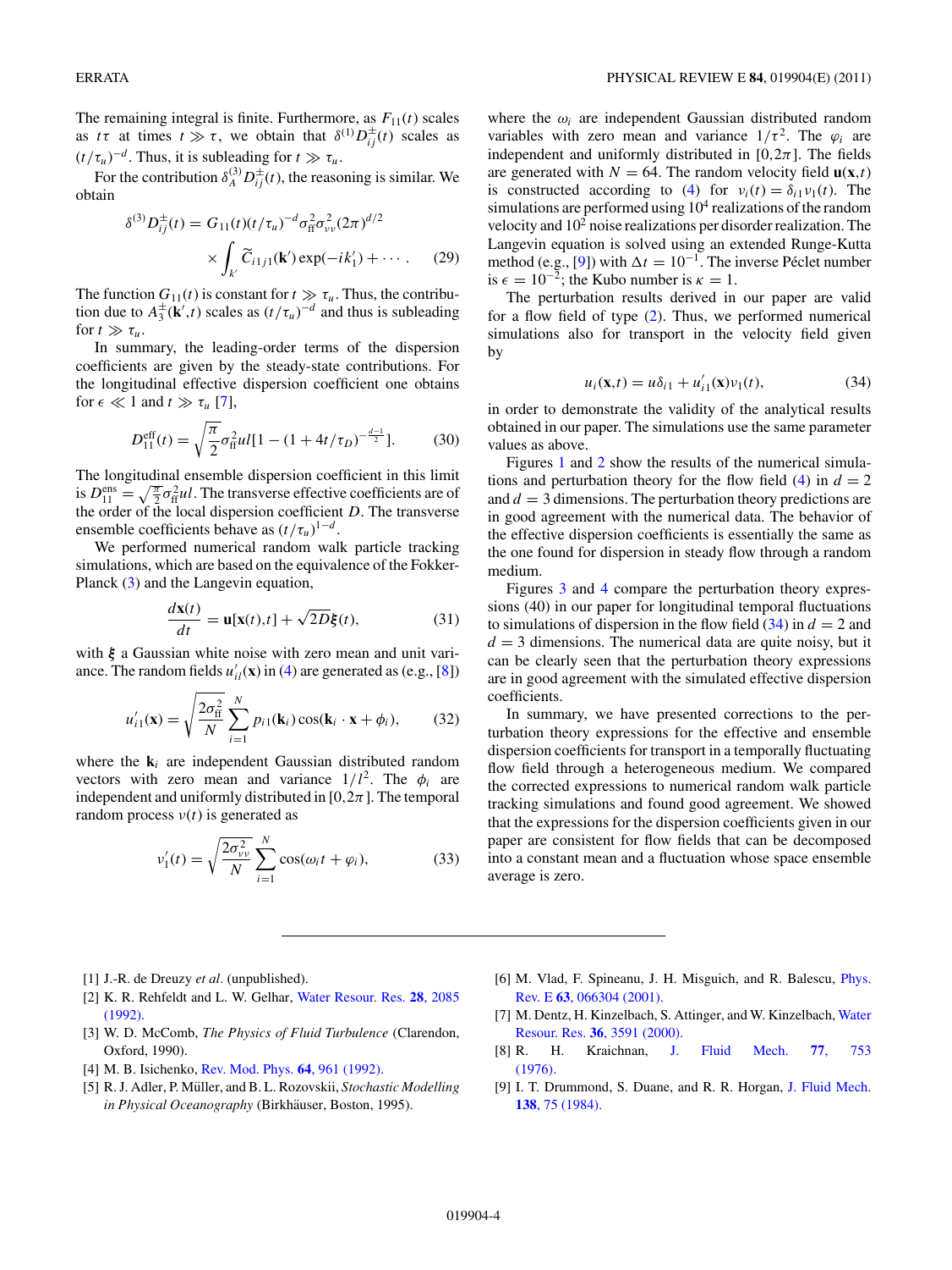The remaining integral is finite. Furthermore, as $F_{11}(t)$ scales as $t\tau$ at times $t \gg \tau$, we obtain that $\delta^{(1)} D_{ij}^{\pm}(t)$ scales as $(t/\tau_u)^{-d}$. Thus, it is subleading for $t \gg \tau_u$.

For the contribution $\delta_A^{(3)} D_{ij}^{\pm}(t)$, the reasoning is similar. We obtain

$$\delta^{(3)} D_{ij}^{\pm}(t) = G_{11}(t)(t/\tau_u)^{-d} \sigma_{\rm ff}^2 \sigma_{\nu\nu}^2 (2\pi)^{d/2} \times \int_{k'} \widetilde{C}_{i1j1}(\mathbf{k}') \exp(-ik_1') + \cdots . \tag{29}$$

The function $G_{11}(t)$ is constant for $t \gg \tau_u$. Thus, the contribution due to $A_3^{\pm}(\mathbf{k}',t)$ scales as $(t/\tau_u)^{-d}$ and thus is subleading for $t \gg \tau_u$.

In summary, the leading-order terms of the dispersion coefficients are given by the steady-state contributions. For the longitudinal effective dispersion coefficient one obtains for $\epsilon \ll 1$ and $t \gg \tau_u$ [7],

$$D_{11}^{\rm eff}(t) = \sqrt{\frac{\pi}{2}} \sigma_{\rm ff}^2 u l [1 - (1 + 4t/\tau_D)^{-\frac{d-1}{2}}]. \tag{30}$$

The longitudinal ensemble dispersion coefficient in this limit is $D_{11}^{\rm ens} = \sqrt{\frac{\pi}{2}} \sigma_{\rm ff}^2 u l$. The transverse effective coefficients are of the order of the local dispersion coefficient $D$. The transverse ensemble coefficients behave as $(t/\tau_u)^{1-d}$.

We performed numerical random walk particle tracking simulations, which are based on the equivalence of the Fokker-Planck (3) and the Langevin equation,

$$\frac{d\mathbf{x}(t)}{dt} = \mathbf{u}[\mathbf{x}(t),t] + \sqrt{2D} \boldsymbol{\xi}(t), \tag{31}$$

with $\boldsymbol{\xi}$ a Gaussian white noise with zero mean and unit variance. The random fields $u'_{il}(\mathbf{x})$ in (4) are generated as (e.g., [8])

$$u'_{i1}(\mathbf{x}) = \sqrt{\frac{2\sigma_{\rm ff}^2}{N}} \sum_{i=1}^{N} p_{i1}(\mathbf{k}_i) \cos(\mathbf{k}_i \cdot \mathbf{x} + \phi_i), \tag{32}$$

where the $\mathbf{k}_i$ are independent Gaussian distributed random vectors with zero mean and variance $1/l^2$. The $\phi_i$ are independent and uniformly distributed in $[0,2\pi]$. The temporal random process $\nu(t)$ is generated as

$$\nu'_1(t) = \sqrt{\frac{2\sigma_{\nu\nu}^2}{N}} \sum_{i=1}^{N} \cos(\omega_i t + \varphi_i), \tag{33}$$

where the $\omega_i$ are independent Gaussian distributed random variables with zero mean and variance $1/\tau^2$. The $\varphi_i$ are independent and uniformly distributed in $[0,2\pi]$. The fields are generated with $N = 64$. The random velocity field $\mathbf{u}(\mathbf{x},t)$ is constructed according to (4) for $\nu_i(t) = \delta_{i1}\nu_1(t)$. The simulations are performed using $10^4$ realizations of the random velocity and $10^2$ noise realizations per disorder realization. The Langevin equation is solved using an extended Runge-Kutta method (e.g., [9]) with $\Delta t = 10^{-1}$. The inverse Péclet number is $\epsilon = 10^{-2}$; the Kubo number is $\kappa = 1$.

The perturbation results derived in our paper are valid for a flow field of type (2). Thus, we performed numerical simulations also for transport in the velocity field given by

$$u_i(\mathbf{x},t) = u\delta_{i1} + u'_{i1}(\mathbf{x})\nu_1(t), \tag{34}$$

in order to demonstrate the validity of the analytical results obtained in our paper. The simulations use the same parameter values as above.

Figures 1 and 2 show the results of the numerical simulations and perturbation theory for the flow field (4) in $d = 2$ and $d = 3$ dimensions. The perturbation theory predictions are in good agreement with the numerical data. The behavior of the effective dispersion coefficients is essentially the same as the one found for dispersion in steady flow through a random medium.

Figures 3 and 4 compare the perturbation theory expressions (40) in our paper for longitudinal temporal fluctuations to simulations of dispersion in the flow field (34) in $d = 2$ and $d = 3$ dimensions. The numerical data are quite noisy, but it can be clearly seen that the perturbation theory expressions are in good agreement with the simulated effective dispersion coefficients.

In summary, we have presented corrections to the perturbation theory expressions for the effective and ensemble dispersion coefficients for transport in a temporally fluctuating flow field through a heterogeneous medium. We compared the corrected expressions to numerical random walk particle tracking simulations and found good agreement. We showed that the expressions for the dispersion coefficients given in our paper are consistent for flow fields that can be decomposed into a constant mean and a fluctuation whose space ensemble average is zero.

---

[1] J.-R. de Dreuzy *et al*. (unpublished).

[2] K. R. Rehfeldt and L. W. Gelhar, Water Resour. Res. **28**, 2085 (1992).

[3] W. D. McComb, *The Physics of Fluid Turbulence* (Clarendon, Oxford, 1990).

[4] M. B. Isichenko, Rev. Mod. Phys. **64**, 961 (1992).

[5] R. J. Adler, P. Müller, and B. L. Rozovskii, *Stochastic Modelling in Physical Oceanography* (Birkhäuser, Boston, 1995).

[6] M. Vlad, F. Spineanu, J. H. Misguich, and R. Balescu, Phys. Rev. E **63**, 066304 (2001).

[7] M. Dentz, H. Kinzelbach, S. Attinger, and W. Kinzelbach, Water Resour. Res. **36**, 3591 (2000).

[8] R. H. Kraichnan, J. Fluid Mech. **77**, 753 (1976).

[9] I. T. Drummond, S. Duane, and R. R. Horgan, J. Fluid Mech. **138**, 75 (1984).